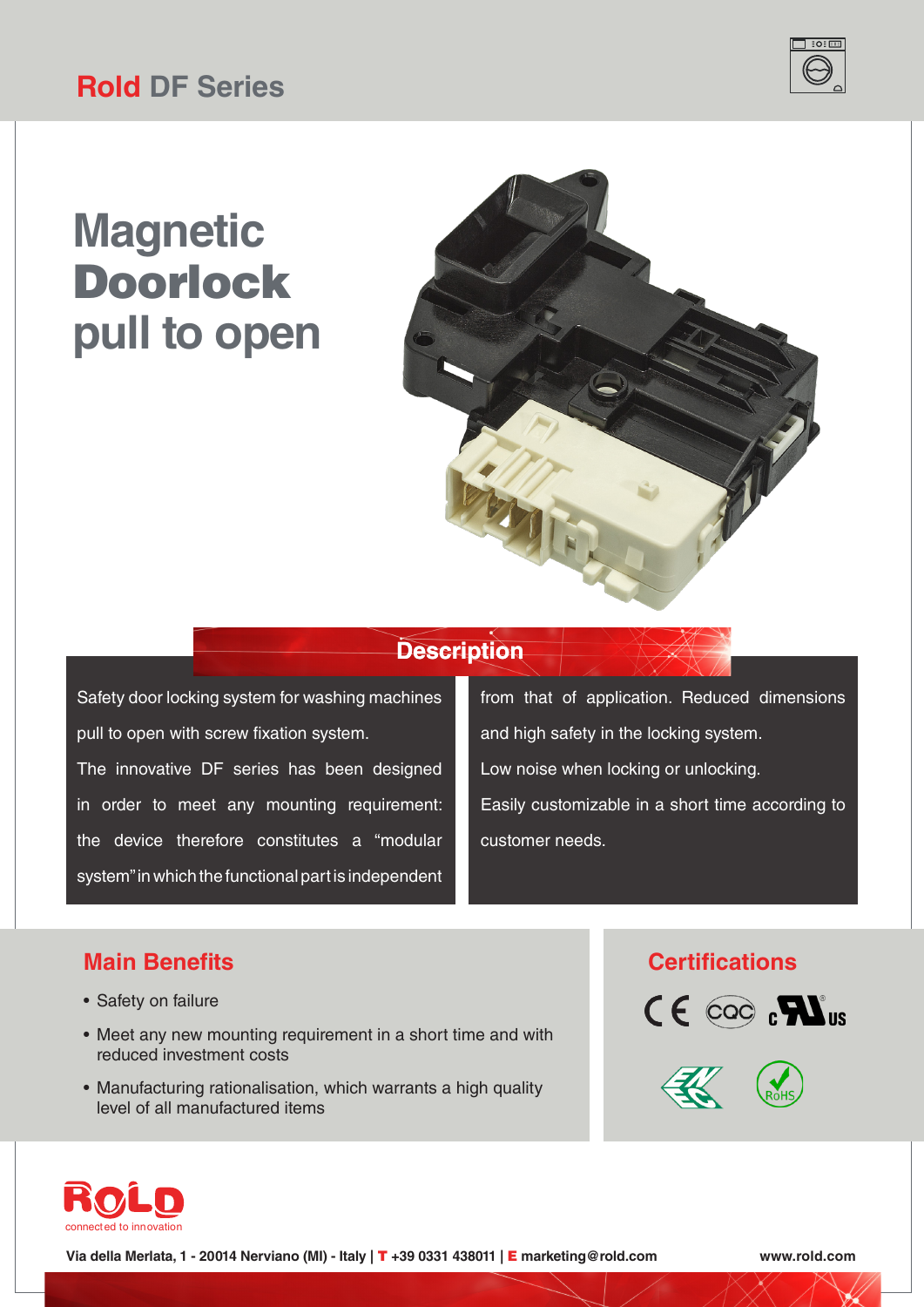# Rold DF Series

# Magnetic Doorlock pull to open

## Description

Safety door locking system for washing machines pull to open with screw fixation system.

The innovative DF series has been designed in order to meet any mounting requirement: the device therefore constitutes a "modular system" in which the functional part is independent from that of application. Reduced dimensions and high safety in the locking system.

Low noise when locking or unlocking.

Easily customizable in a short time according to customer needs.

## Main Benefits

- Safety on failure
- Meet any new mounting requirement in a short time and with reduced investment costs
- Manufacturing rationalisation, which warrants a high quality level of all manufactured items

## Certifications

CE, CQC, cURus, ENEC, RoHS

ROLD connected to innovation

**Via della Merlata, 1 - 20014 Nerviano (MI) - Italy | T +39 0331 438011 | E marketing@rold.com**

**www.rold.com**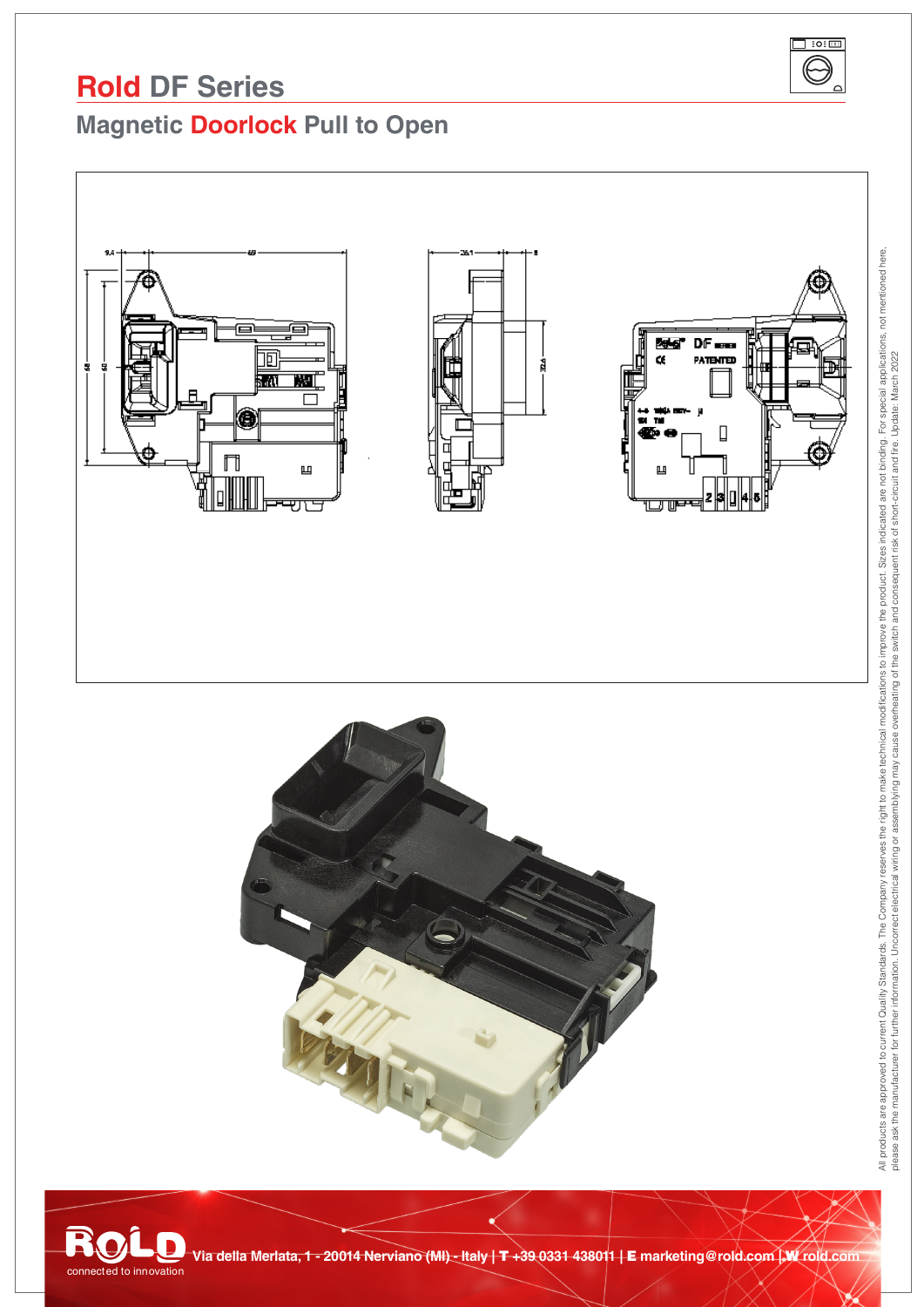# Rold DF Series

## Magnetic Doorlock Pull to Open

9.4
69
68
60
26.1
8
32.6

All products are approved to current Quality Standards. The Company reserves the right to make technical modifications to improve the product. Sizes indicated are not binding. For special applications, not mentioned here, please ask the manufacturer for further information. Uncorrect electrical wiring or assemblying may cause overheating of the switch and consequent risk of short-circuit and fire. Update: March 2022

ROLD connected to innovation

Via della Merlata, 1 - 20014 Nerviano (MI) - Italy | T +39 0331 438011 | E marketing@rold.com | W rold.com